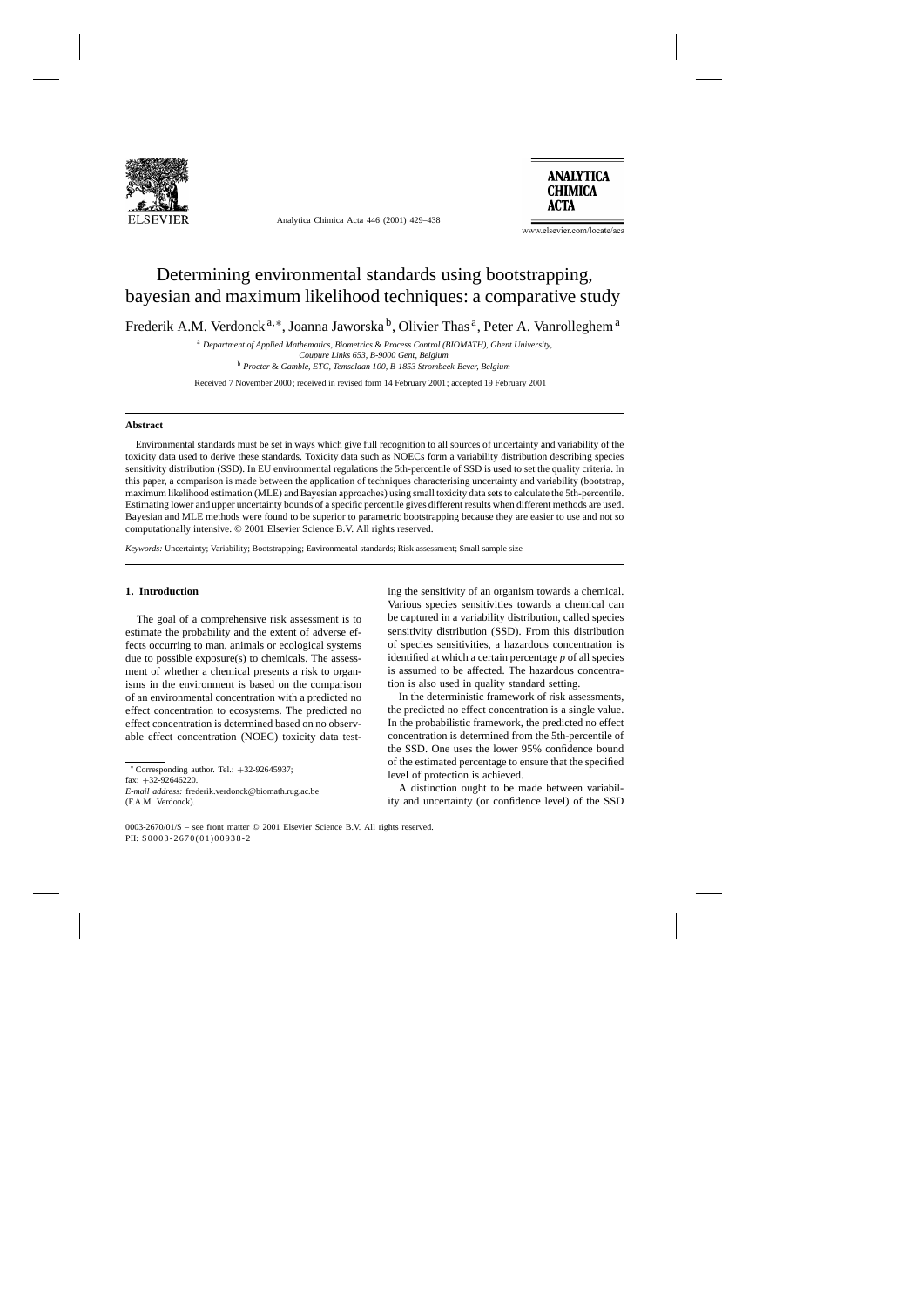# Determining environmental standards using bootstrapping, bayesian and maximum likelihood techniques: a comparative study

Frederik A.M. Verdonck [a,*], Joanna Jaworska [b], Olivier Thas [a], Peter A. Vanrolleghem [a]

[a] *Department of Applied Mathematics, Biometrics & Process Control (BIOMATH), Ghent University, Coupure Links 653, B-9000 Gent, Belgium*

[b] *Procter & Gamble, ETC, Temselaan 100, B-1853 Strombeek-Bever, Belgium*

Received 7 November 2000; received in revised form 14 February 2001; accepted 19 February 2001

## Abstract

Environmental standards must be set in ways which give full recognition to all sources of uncertainty and variability of the toxicity data used to derive these standards. Toxicity data such as NOECs form a variability distribution describing species sensitivity distribution (SSD). In EU environmental regulations the 5th-percentile of SSD is used to set the quality criteria. In this paper, a comparison is made between the application of techniques characterising uncertainty and variability (bootstrap, maximum likelihood estimation (MLE) and Bayesian approaches) using small toxicity data sets to calculate the 5th-percentile. Estimating lower and upper uncertainty bounds of a specific percentile gives different results when different methods are used. Bayesian and MLE methods were found to be superior to parametric bootstrapping because they are easier to use and not so computationally intensive. © 2001 Elsevier Science B.V. All rights reserved.

*Keywords:* Uncertainty; Variability; Bootstrapping; Environmental standards; Risk assessment; Small sample size

## 1. Introduction

The goal of a comprehensive risk assessment is to estimate the probability and the extent of adverse effects occurring to man, animals or ecological systems due to possible exposure(s) to chemicals. The assessment of whether a chemical presents a risk to organisms in the environment is based on the comparison of an environmental concentration with a predicted no effect concentration to ecosystems. The predicted no effect concentration is determined based on no observable effect concentration (NOEC) toxicity data testing the sensitivity of an organism towards a chemical. Various species sensitivities towards a chemical can be captured in a variability distribution, called species sensitivity distribution (SSD). From this distribution of species sensitivities, a hazardous concentration is identified at which a certain percentage $p$ of all species is assumed to be affected. The hazardous concentration is also used in quality standard setting.

In the deterministic framework of risk assessments, the predicted no effect concentration is a single value. In the probabilistic framework, the predicted no effect concentration is determined from the 5th-percentile of the SSD. One uses the lower 95% confidence bound of the estimated percentage to ensure that the specified level of protection is achieved.

A distinction ought to be made between variability and uncertainty (or confidence level) of the SSD

* Corresponding author. Tel.: +32-92645937; fax: +32-92646220.
*E-mail address:* frederik.verdonck@biomath.rug.ac.be (F.A.M. Verdonck).

0003-2670/01/$ – see front matter © 2001 Elsevier Science B.V. All rights reserved.
PII: S0003-2670(01)00938-2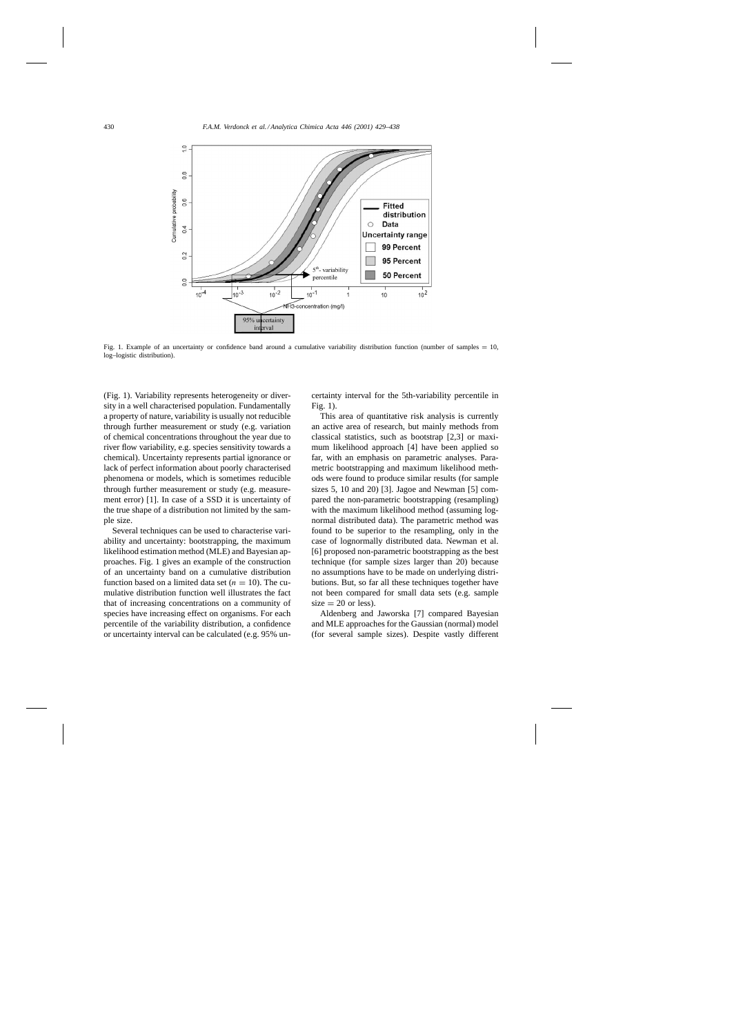Fig. 1. Example of an uncertainty or confidence band around a cumulative variability distribution function (number of samples = 10, log–logistic distribution).

(Fig. 1). Variability represents heterogeneity or diversity in a well characterised population. Fundamentally a property of nature, variability is usually not reducible through further measurement or study (e.g. variation of chemical concentrations throughout the year due to river flow variability, e.g. species sensitivity towards a chemical). Uncertainty represents partial ignorance or lack of perfect information about poorly characterised phenomena or models, which is sometimes reducible through further measurement or study (e.g. measurement error) [1]. In case of a SSD it is uncertainty of the true shape of a distribution not limited by the sample size.

Several techniques can be used to characterise variability and uncertainty: bootstrapping, the maximum likelihood estimation method (MLE) and Bayesian approaches. Fig. 1 gives an example of the construction of an uncertainty band on a cumulative distribution function based on a limited data set ($n = 10$). The cumulative distribution function well illustrates the fact that of increasing concentrations on a community of species have increasing effect on organisms. For each percentile of the variability distribution, a confidence or uncertainty interval can be calculated (e.g. 95% uncertainty interval for the 5th-variability percentile in Fig. 1).

This area of quantitative risk analysis is currently an active area of research, but mainly methods from classical statistics, such as bootstrap [2,3] or maximum likelihood approach [4] have been applied so far, with an emphasis on parametric analyses. Parametric bootstrapping and maximum likelihood methods were found to produce similar results (for sample sizes 5, 10 and 20) [3]. Jagoe and Newman [5] compared the non-parametric bootstrapping (resampling) with the maximum likelihood method (assuming lognormal distributed data). The parametric method was found to be superior to the resampling, only in the case of lognormally distributed data. Newman et al. [6] proposed non-parametric bootstrapping as the best technique (for sample sizes larger than 20) because no assumptions have to be made on underlying distributions. But, so far all these techniques together have not been compared for small data sets (e.g. sample size = 20 or less).

Aldenberg and Jaworska [7] compared Bayesian and MLE approaches for the Gaussian (normal) model (for several sample sizes). Despite vastly different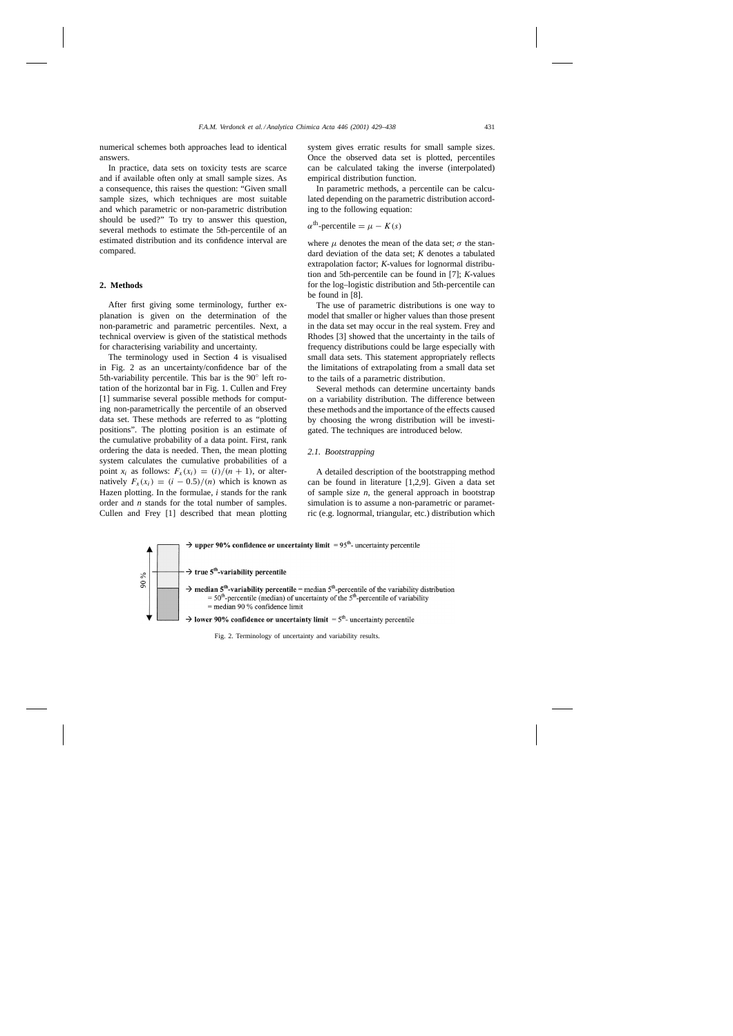numerical schemes both approaches lead to identical answers.

In practice, data sets on toxicity tests are scarce and if available often only at small sample sizes. As a consequence, this raises the question: "Given small sample sizes, which techniques are most suitable and which parametric or non-parametric distribution should be used?" To try to answer this question, several methods to estimate the 5th-percentile of an estimated distribution and its confidence interval are compared.

## 2. Methods

After first giving some terminology, further explanation is given on the determination of the non-parametric and parametric percentiles. Next, a technical overview is given of the statistical methods for characterising variability and uncertainty.

The terminology used in Section 4 is visualised in Fig. 2 as an uncertainty/confidence bar of the 5th-variability percentile. This bar is the 90° left rotation of the horizontal bar in Fig. 1. Cullen and Frey [1] summarise several possible methods for computing non-parametrically the percentile of an observed data set. These methods are referred to as "plotting positions". The plotting position is an estimate of the cumulative probability of a data point. First, rank ordering the data is needed. Then, the mean plotting system calculates the cumulative probabilities of a point $x_i$ as follows: $F_x(x_i) = (i)/(n+1)$, or alternatively $F_x(x_i) = (i-0.5)/(n)$ which is known as Hazen plotting. In the formulae, $i$ stands for the rank order and $n$ stands for the total number of samples. Cullen and Frey [1] described that mean plotting system gives erratic results for small sample sizes. Once the observed data set is plotted, percentiles can be calculated taking the inverse (interpolated) empirical distribution function.

In parametric methods, a percentile can be calculated depending on the parametric distribution according to the following equation:

$$\alpha^{\text{th}}\text{-percentile} = \mu - K(s)$$

where $\mu$ denotes the mean of the data set; $\sigma$ the standard deviation of the data set; $K$ denotes a tabulated extrapolation factor; $K$-values for lognormal distribution and 5th-percentile can be found in [7]; $K$-values for the log–logistic distribution and 5th-percentile can be found in [8].

The use of parametric distributions is one way to model that smaller or higher values than those present in the data set may occur in the real system. Frey and Rhodes [3] showed that the uncertainty in the tails of frequency distributions could be large especially with small data sets. This statement appropriately reflects the limitations of extrapolating from a small data set to the tails of a parametric distribution.

Several methods can determine uncertainty bands on a variability distribution. The difference between these methods and the importance of the effects caused by choosing the wrong distribution will be investigated. The techniques are introduced below.

### 2.1. Bootstrapping

A detailed description of the bootstrapping method can be found in literature [1,2,9]. Given a data set of sample size $n$, the general approach in bootstrap simulation is to assume a non-parametric or parametric (e.g. lognormal, triangular, etc.) distribution which

90 %

→ **upper 90% confidence or uncertainty limit** = 95th- uncertainty percentile

→ **true 5th-variability percentile**

→ **median 5th-variability percentile** = median 5th-percentile of the variability distribution
= 50th-percentile (median) of uncertainty of the 5th-percentile of variability
= median 90 % confidence limit

→ **lower 90% confidence or uncertainty limit** = 5th- uncertainty percentile

Fig. 2. Terminology of uncertainty and variability results.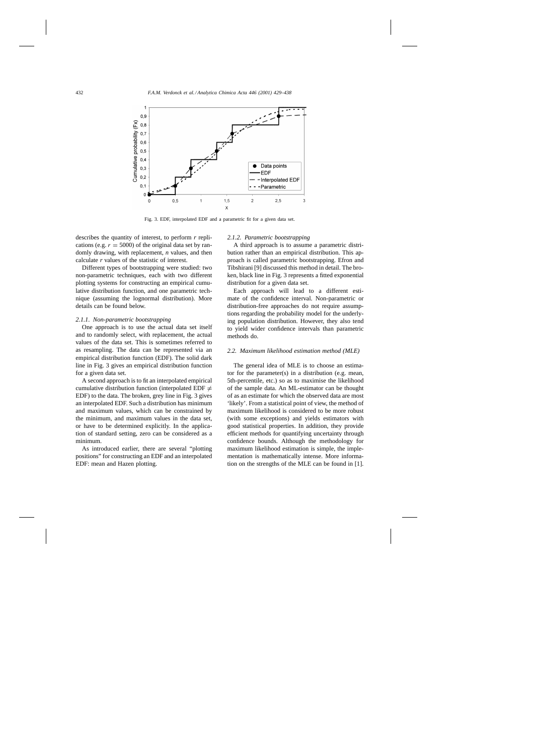Fig. 3. EDF, interpolated EDF and a parametric fit for a given data set.

describes the quantity of interest, to perform $r$ replications (e.g. $r = 5000$) of the original data set by randomly drawing, with replacement, $n$ values, and then calculate $r$ values of the statistic of interest.

Different types of bootstrapping were studied: two non-parametric techniques, each with two different plotting systems for constructing an empirical cumulative distribution function, and one parametric technique (assuming the lognormal distribution). More details can be found below.

#### 2.1.1. Non-parametric bootstrapping

One approach is to use the actual data set itself and to randomly select, with replacement, the actual values of the data set. This is sometimes referred to as resampling. The data can be represented via an empirical distribution function (EDF). The solid dark line in Fig. 3 gives an empirical distribution function for a given data set.

A second approach is to fit an interpolated empirical cumulative distribution function (interpolated EDF $\neq$ EDF) to the data. The broken, grey line in Fig. 3 gives an interpolated EDF. Such a distribution has minimum and maximum values, which can be constrained by the minimum, and maximum values in the data set, or have to be determined explicitly. In the application of standard setting, zero can be considered as a minimum.

As introduced earlier, there are several "plotting positions" for constructing an EDF and an interpolated EDF: mean and Hazen plotting.

#### 2.1.2. Parametric bootstrapping

A third approach is to assume a parametric distribution rather than an empirical distribution. This approach is called parametric bootstrapping. Efron and Tibshirani [9] discussed this method in detail. The broken, black line in Fig. 3 represents a fitted exponential distribution for a given data set.

Each approach will lead to a different estimate of the confidence interval. Non-parametric or distribution-free approaches do not require assumptions regarding the probability model for the underlying population distribution. However, they also tend to yield wider confidence intervals than parametric methods do.

### 2.2. Maximum likelihood estimation method (MLE)

The general idea of MLE is to choose an estimator for the parameter(s) in a distribution (e.g. mean, 5th-percentile, etc.) so as to maximise the likelihood of the sample data. An ML-estimator can be thought of as an estimate for which the observed data are most 'likely'. From a statistical point of view, the method of maximum likelihood is considered to be more robust (with some exceptions) and yields estimators with good statistical properties. In addition, they provide efficient methods for quantifying uncertainty through confidence bounds. Although the methodology for maximum likelihood estimation is simple, the implementation is mathematically intense. More information on the strengths of the MLE can be found in [1].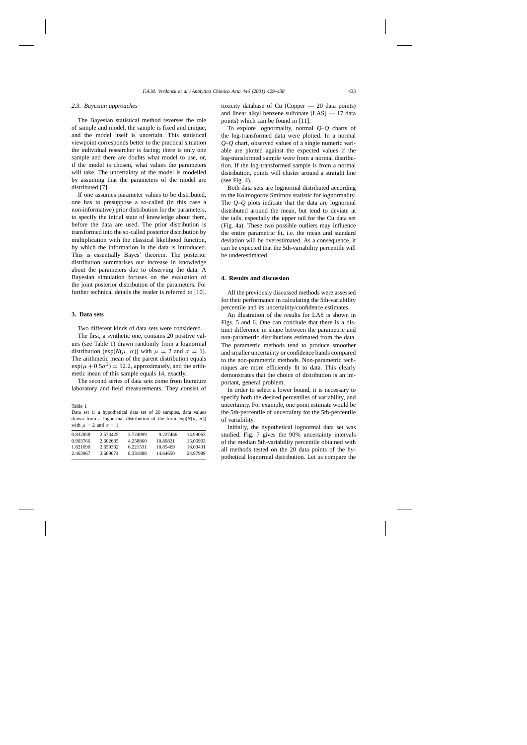### 2.3. Bayesian approaches

The Bayesian statistical method reverses the role of sample and model, the sample is fixed and unique, and the model itself is uncertain. This statistical viewpoint corresponds better to the practical situation the individual researcher is facing; there is only one sample and there are doubts what model to use, or, if the model is chosen, what values the parameters will take. The uncertainty of the model is modelled by assuming that the parameters of the model are distributed [7].

If one assumes parameter values to be distributed, one has to presuppose a so-called (in this case a non-informative) prior distribution for the parameters, to specify the initial state of knowledge about them, before the data are used. The prior distribution is transformed into the so-called posterior distribution by multiplication with the classical likelihood function, by which the information in the data is introduced. This is essentially Bayes' theorem. The posterior distribution summarises our increase in knowledge about the parameters due to observing the data. A Bayesian simulation focuses on the evaluation of the joint posterior distribution of the parameters. For further technical details the reader is referred to [10].

## 3. Data sets

Two different kinds of data sets were considered.

The first, a synthetic one, contains 20 positive values (see Table 1) drawn randomly from a lognormal distribution ($\exp(N(\mu, \sigma))$ with $\mu = 2$ and $\sigma = 1$). The arithmetic mean of the parent distribution equals $\exp(\mu + 0.5\sigma^2) = 12.2$, approximately, and the arithmetic mean of this sample equals 14, exactly.

The second series of data sets come from literature laboratory and field measurements. They consist of toxicity database of Cu (Copper — 20 data points) and linear alkyl benzene sulfonate (LAS) — 17 data points) which can be found in [11].

Table 1
Data set 1: a hypothetical data set of 20 samples, data values drawn from a lognormal distribution of the form $\exp(N(\mu, \sigma))$ with $\mu = 2$ and $\sigma = 1$

| | | | | |
|---|---|---|---|---|
| 0.832858 | 2.573425 | 3.724999 | 9.227466 | 14.99063 |
| 0.903766 | 2.602635 | 4.258860 | 10.80821 | 15.05903 |
| 1.821690 | 2.659332 | 6.221531 | 10.85469 | 18.03431 |
| 2.463967 | 3.689074 | 8.331888 | 14.64650 | 24.97989 |

To explore lognormality, normal *Q–Q* charts of the log-transformed data were plotted. In a normal *Q–Q* chart, observed values of a single numeric variable are plotted against the expected values if the log-transformed sample were from a normal distribution. If the log-transformed sample is from a normal distribution, points will cluster around a straight line (see Fig. 4).

Both data sets are lognormal distributed according to the Kolmogorov Smirnov statistic for lognormality. The *Q–Q* plots indicate that the data are lognormal distributed around the mean, but tend to deviate at the tails, especially the upper tail for the Cu data set (Fig. 4a). These two possible outliers may influence the entire parametric fit, i.e. the mean and standard deviation will be overestimated. As a consequence, it can be expected that the 5th-variability percentile will be underestimated.

## 4. Results and discussion

All the previously discussed methods were assessed for their performance in calculating the 5th-variability percentile and its uncertainty/confidence estimates.

An illustration of the results for LAS is shown in Figs. 5 and 6. One can conclude that there is a distinct difference in shape between the parametric and non-parametric distributions estimated from the data. The parametric methods tend to produce smoother and smaller uncertainty or confidence bands compared to the non-parametric methods. Non-parametric techniques are more efficiently fit to data. This clearly demonstrates that the choice of distribution is an important, general problem.

In order to select a lower bound, it is necessary to specify both the desired percentiles of variability, and uncertainty. For example, one point estimate would be the 5th-percentile of uncertainty for the 5th-percentile of variability.

Initially, the hypothetical lognormal data set was studied. Fig. 7 gives the 90% uncertainty intervals of the median 5th-variability percentile obtained with all methods tested on the 20 data points of the hypothetical lognormal distribution. Let us compare the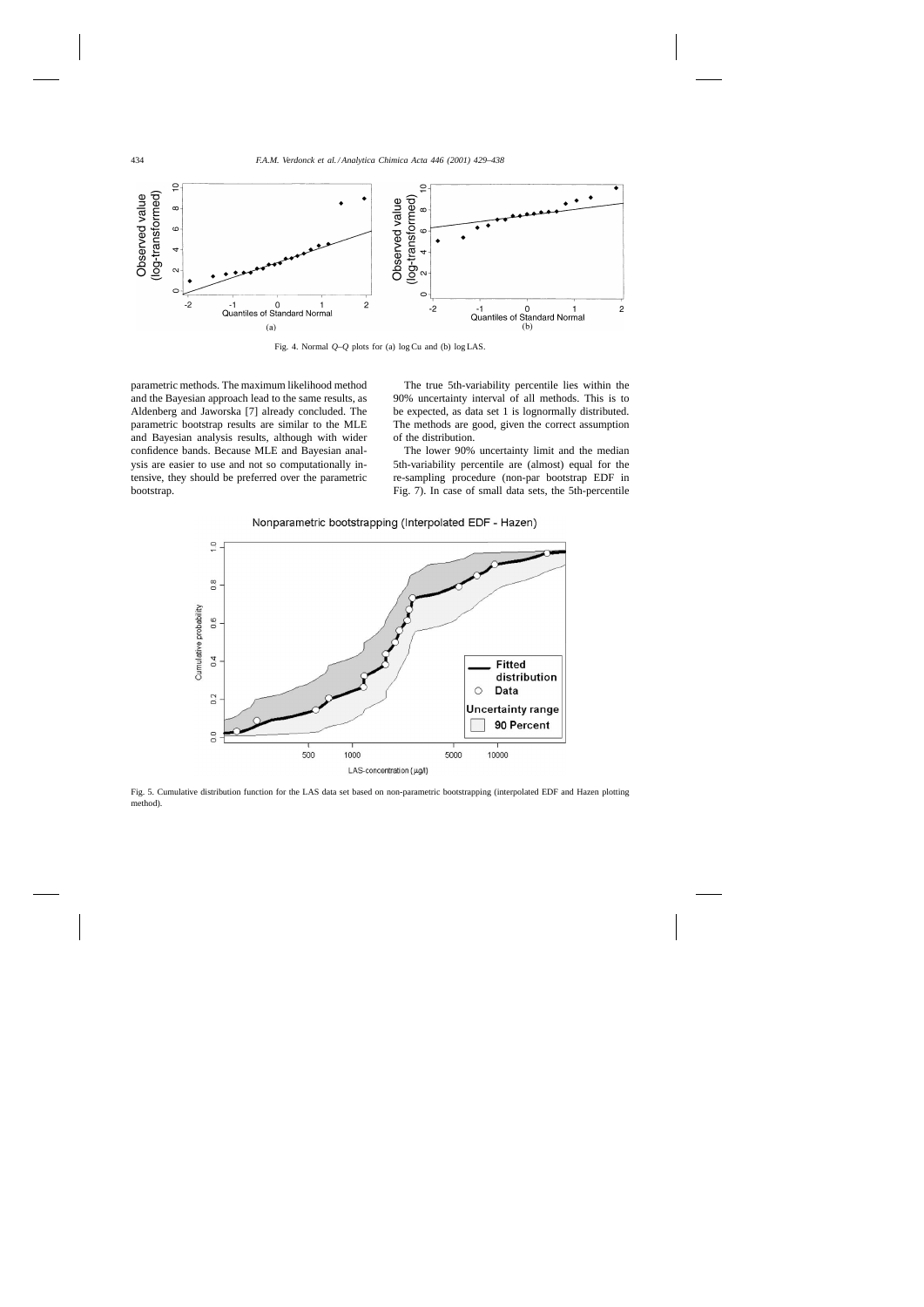Fig. 4. Normal *Q*–*Q* plots for (a) log Cu and (b) log LAS.

parametric methods. The maximum likelihood method and the Bayesian approach lead to the same results, as Aldenberg and Jaworska [7] already concluded. The parametric bootstrap results are similar to the MLE and Bayesian analysis results, although with wider confidence bands. Because MLE and Bayesian analysis are easier to use and not so computationally intensive, they should be preferred over the parametric bootstrap.

The true 5th-variability percentile lies within the 90% uncertainty interval of all methods. This is to be expected, as data set 1 is lognormally distributed. The methods are good, given the correct assumption of the distribution.

The lower 90% uncertainty limit and the median 5th-variability percentile are (almost) equal for the re-sampling procedure (non-par bootstrap EDF in Fig. 7). In case of small data sets, the 5th-percentile

Fig. 5. Cumulative distribution function for the LAS data set based on non-parametric bootstrapping (interpolated EDF and Hazen plotting method).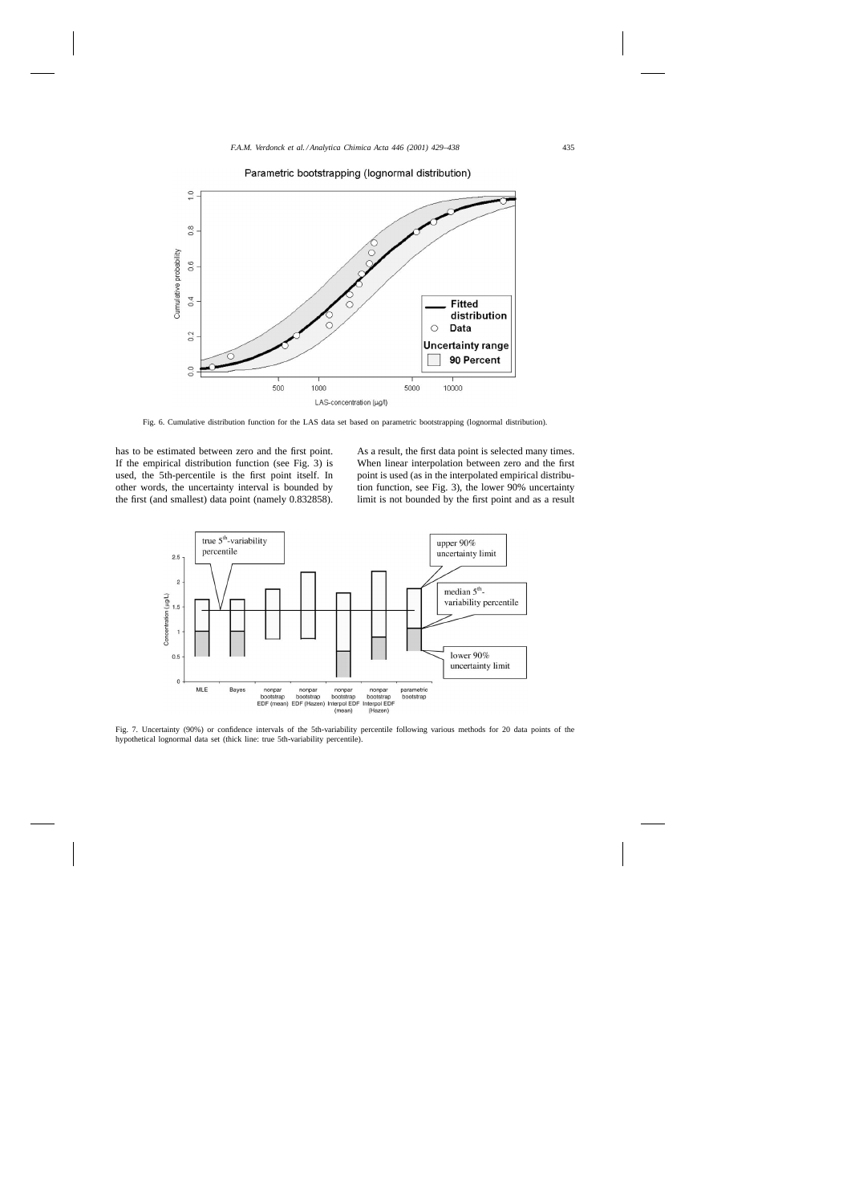Fig. 6. Cumulative distribution function for the LAS data set based on parametric bootstrapping (lognormal distribution).

has to be estimated between zero and the first point. If the empirical distribution function (see Fig. 3) is used, the 5th-percentile is the first point itself. In other words, the uncertainty interval is bounded by the first (and smallest) data point (namely 0.832858). As a result, the first data point is selected many times. When linear interpolation between zero and the first point is used (as in the interpolated empirical distribution function, see Fig. 3), the lower 90% uncertainty limit is not bounded by the first point and as a result

Fig. 7. Uncertainty (90%) or confidence intervals of the 5th-variability percentile following various methods for 20 data points of the hypothetical lognormal data set (thick line: true 5th-variability percentile).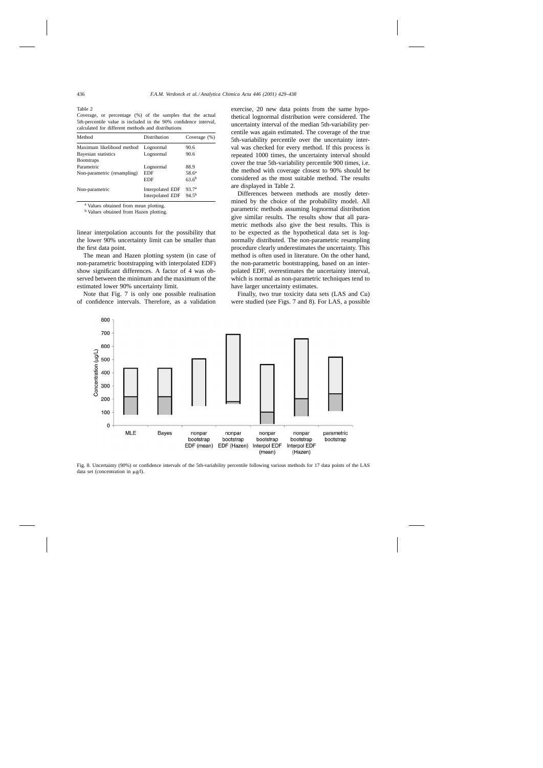Table 2
Coverage, or percentage (%) of the samples that the actual 5th-percentile value is included in the 90% confidence interval, calculated for different methods and distributions

| Method | Distribution | Coverage (%) |
|---|---|---|
| Maximum likelihood method | Lognormal | 90.6 |
| Bayesian statistics | Lognormal | 90.6 |
| Bootstraps | | |
| Parametric | Lognormal | 88.9 |
| Non-parametric (resampling) | EDF | 58.6[a] |
| | EDF | 63.6[b] |
| Non-parametric | Interpolated EDF | 93.7[a] |
| | Interpolated EDF | 94.5[b] |

[a] Values obtained from mean plotting.
[b] Values obtained from Hazen plotting.

linear interpolation accounts for the possibility that the lower 90% uncertainty limit can be smaller than the first data point.

The mean and Hazen plotting system (in case of non-parametric bootstrapping with interpolated EDF) show significant differences. A factor of 4 was observed between the minimum and the maximum of the estimated lower 90% uncertainty limit.

Note that Fig. 7 is only one possible realisation of confidence intervals. Therefore, as a validation exercise, 20 new data points from the same hypothetical lognormal distribution were considered. The uncertainty interval of the median 5th-variability percentile was again estimated. The coverage of the true 5th-variability percentile over the uncertainty interval was checked for every method. If this process is repeated 1000 times, the uncertainty interval should cover the true 5th-variability percentile 900 times, i.e. the method with coverage closest to 90% should be considered as the most suitable method. The results are displayed in Table 2.

Differences between methods are mostly determined by the choice of the probability model. All parametric methods assuming lognormal distribution give similar results. The results show that all parametric methods also give the best results. This is to be expected as the hypothetical data set is lognormally distributed. The non-parametric resampling procedure clearly underestimates the uncertainty. This method is often used in literature. On the other hand, the non-parametric bootstrapping, based on an interpolated EDF, overestimates the uncertainty interval, which is normal as non-parametric techniques tend to have larger uncertainty estimates.

Finally, two true toxicity data sets (LAS and Cu) were studied (see Figs. 7 and 8). For LAS, a possible

Fig. 8. Uncertainty (90%) or confidence intervals of the 5th-variability percentile following various methods for 17 data points of the LAS data set (concentration in μg/l).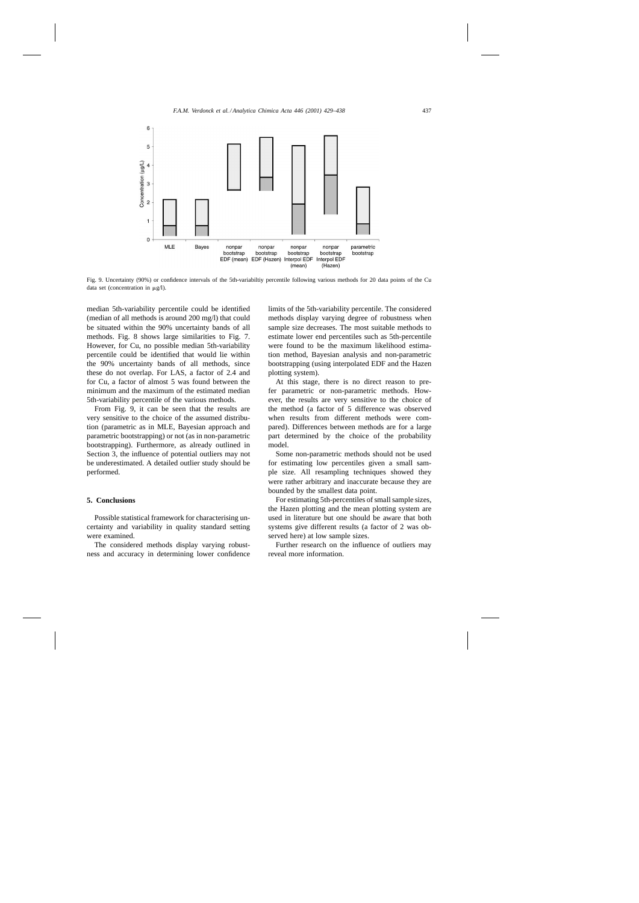Fig. 9. Uncertainty (90%) or confidence intervals of the 5th-variabiltiy percentile following various methods for 20 data points of the Cu data set (concentration in μg/l).

median 5th-variability percentile could be identified (median of all methods is around 200 mg/l) that could be situated within the 90% uncertainty bands of all methods. Fig. 8 shows large similarities to Fig. 7. However, for Cu, no possible median 5th-variability percentile could be identified that would lie within the 90% uncertainty bands of all methods, since these do not overlap. For LAS, a factor of 2.4 and for Cu, a factor of almost 5 was found between the minimum and the maximum of the estimated median 5th-variability percentile of the various methods.

From Fig. 9, it can be seen that the results are very sensitive to the choice of the assumed distribution (parametric as in MLE, Bayesian approach and parametric bootstrapping) or not (as in non-parametric bootstrapping). Furthermore, as already outlined in Section 3, the influence of potential outliers may not be underestimated. A detailed outlier study should be performed.

## 5. Conclusions

Possible statistical framework for characterising uncertainty and variability in quality standard setting were examined.

The considered methods display varying robustness and accuracy in determining lower confidence limits of the 5th-variability percentile. The considered methods display varying degree of robustness when sample size decreases. The most suitable methods to estimate lower end percentiles such as 5th-percentile were found to be the maximum likelihood estimation method, Bayesian analysis and non-parametric bootstrapping (using interpolated EDF and the Hazen plotting system).

At this stage, there is no direct reason to prefer parametric or non-parametric methods. However, the results are very sensitive to the choice of the method (a factor of 5 difference was observed when results from different methods were compared). Differences between methods are for a large part determined by the choice of the probability model.

Some non-parametric methods should not be used for estimating low percentiles given a small sample size. All resampling techniques showed they were rather arbitrary and inaccurate because they are bounded by the smallest data point.

For estimating 5th-percentiles of small sample sizes, the Hazen plotting and the mean plotting system are used in literature but one should be aware that both systems give different results (a factor of 2 was observed here) at low sample sizes.

Further research on the influence of outliers may reveal more information.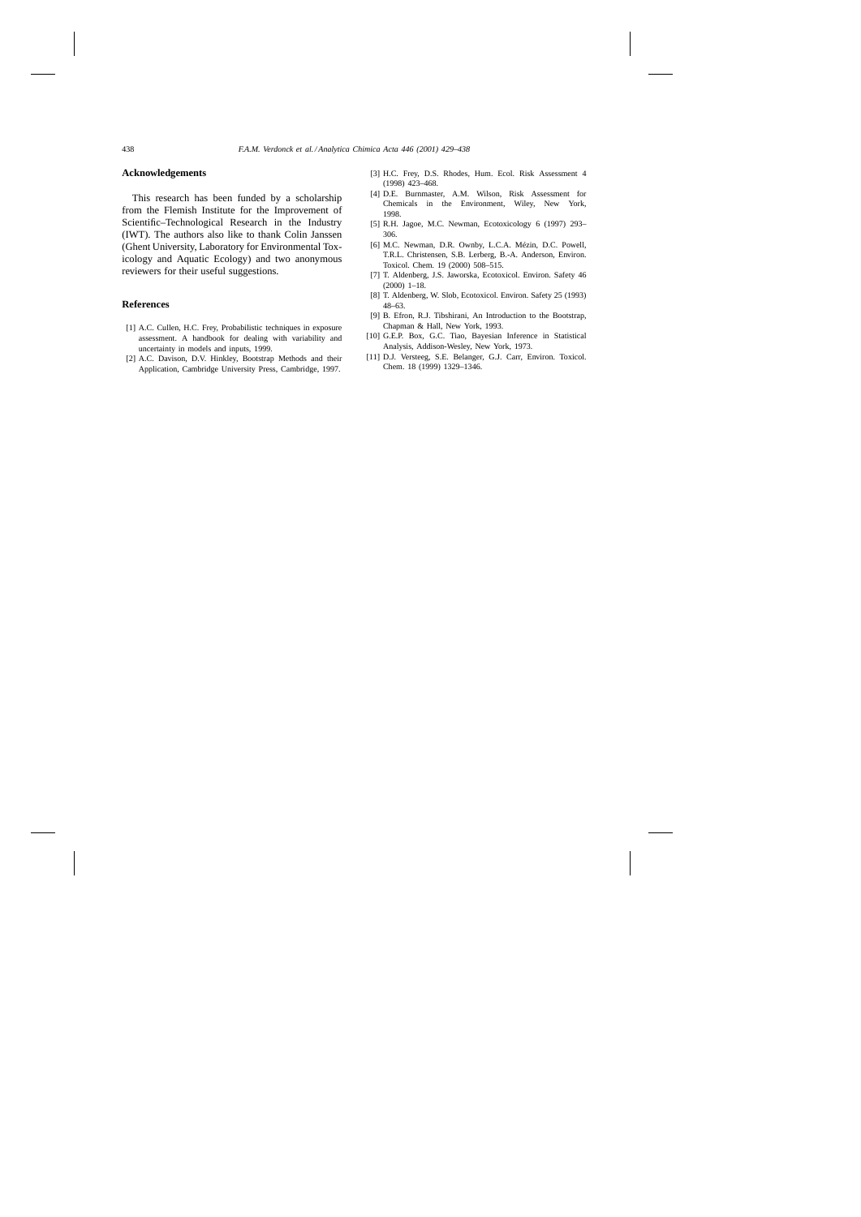## Acknowledgements

This research has been funded by a scholarship from the Flemish Institute for the Improvement of Scientific–Technological Research in the Industry (IWT). The authors also like to thank Colin Janssen (Ghent University, Laboratory for Environmental Toxicology and Aquatic Ecology) and two anonymous reviewers for their useful suggestions.

## References

[1] A.C. Cullen, H.C. Frey, Probabilistic techniques in exposure assessment. A handbook for dealing with variability and uncertainty in models and inputs, 1999.

[2] A.C. Davison, D.V. Hinkley, Bootstrap Methods and their Application, Cambridge University Press, Cambridge, 1997.

[3] H.C. Frey, D.S. Rhodes, Hum. Ecol. Risk Assessment 4 (1998) 423–468.

[4] D.E. Burnmaster, A.M. Wilson, Risk Assessment for Chemicals in the Environment, Wiley, New York, 1998.

[5] R.H. Jagoe, M.C. Newman, Ecotoxicology 6 (1997) 293–306.

[6] M.C. Newman, D.R. Ownby, L.C.A. Mézin, D.C. Powell, T.R.L. Christensen, S.B. Lerberg, B.-A. Anderson, Environ. Toxicol. Chem. 19 (2000) 508–515.

[7] T. Aldenberg, J.S. Jaworska, Ecotoxicol. Environ. Safety 46 (2000) 1–18.

[8] T. Aldenberg, W. Slob, Ecotoxicol. Environ. Safety 25 (1993) 48–63.

[9] B. Efron, R.J. Tibshirani, An Introduction to the Bootstrap, Chapman & Hall, New York, 1993.

[10] G.E.P. Box, G.C. Tiao, Bayesian Inference in Statistical Analysis, Addison-Wesley, New York, 1973.

[11] D.J. Versteeg, S.E. Belanger, G.J. Carr, Environ. Toxicol. Chem. 18 (1999) 1329–1346.